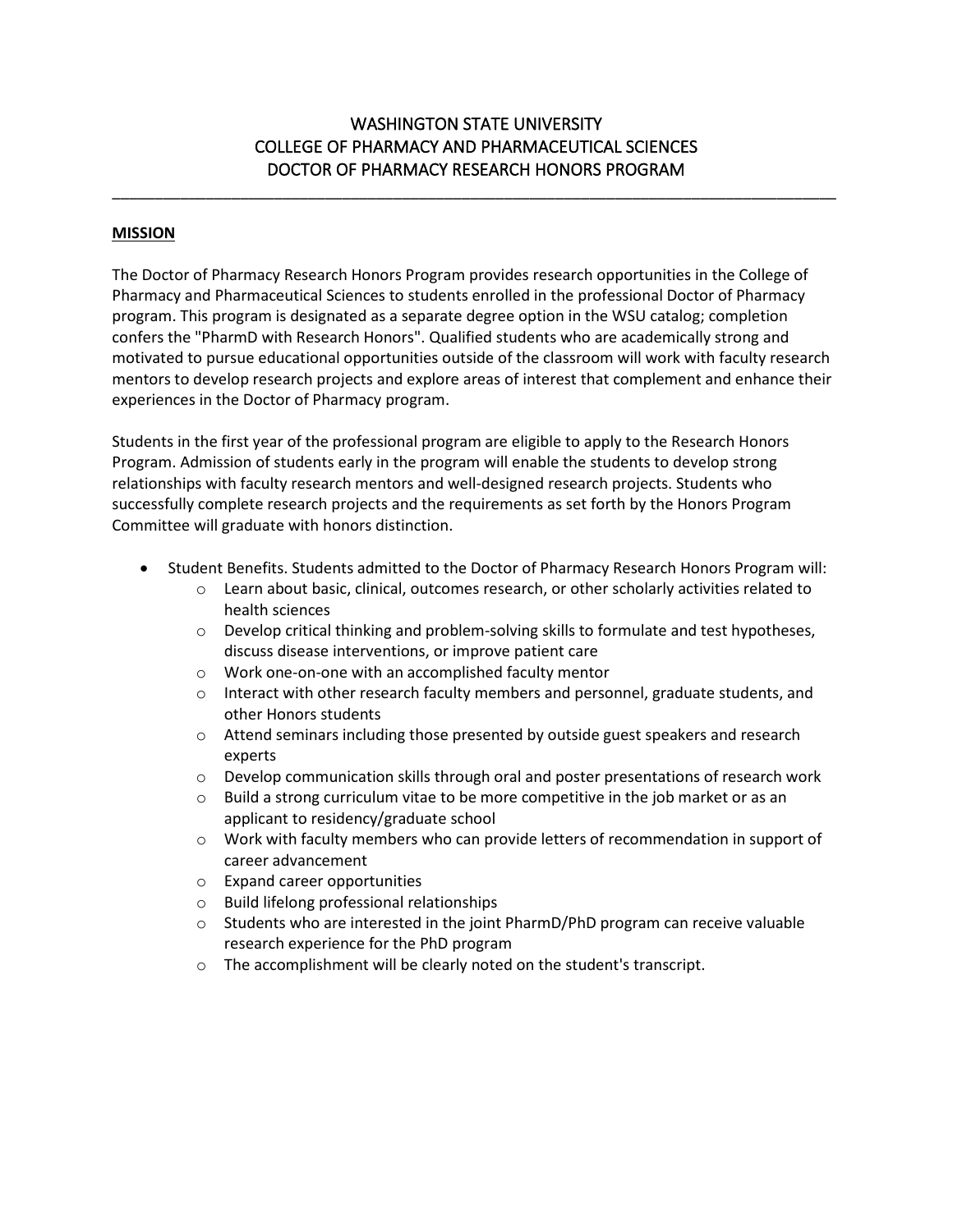# WASHINGTON STATE UNIVERSITY
# COLLEGE OF PHARMACY AND PHARMACEUTICAL SCIENCES
# DOCTOR OF PHARMACY RESEARCH HONORS PROGRAM

---

## MISSION

The Doctor of Pharmacy Research Honors Program provides research opportunities in the College of Pharmacy and Pharmaceutical Sciences to students enrolled in the professional Doctor of Pharmacy program. This program is designated as a separate degree option in the WSU catalog; completion confers the "PharmD with Research Honors". Qualified students who are academically strong and motivated to pursue educational opportunities outside of the classroom will work with faculty research mentors to develop research projects and explore areas of interest that complement and enhance their experiences in the Doctor of Pharmacy program.

Students in the first year of the professional program are eligible to apply to the Research Honors Program. Admission of students early in the program will enable the students to develop strong relationships with faculty research mentors and well-designed research projects. Students who successfully complete research projects and the requirements as set forth by the Honors Program Committee will graduate with honors distinction.

- Student Benefits. Students admitted to the Doctor of Pharmacy Research Honors Program will:
  - Learn about basic, clinical, outcomes research, or other scholarly activities related to health sciences
  - Develop critical thinking and problem-solving skills to formulate and test hypotheses, discuss disease interventions, or improve patient care
  - Work one-on-one with an accomplished faculty mentor
  - Interact with other research faculty members and personnel, graduate students, and other Honors students
  - Attend seminars including those presented by outside guest speakers and research experts
  - Develop communication skills through oral and poster presentations of research work
  - Build a strong curriculum vitae to be more competitive in the job market or as an applicant to residency/graduate school
  - Work with faculty members who can provide letters of recommendation in support of career advancement
  - Expand career opportunities
  - Build lifelong professional relationships
  - Students who are interested in the joint PharmD/PhD program can receive valuable research experience for the PhD program
  - The accomplishment will be clearly noted on the student's transcript.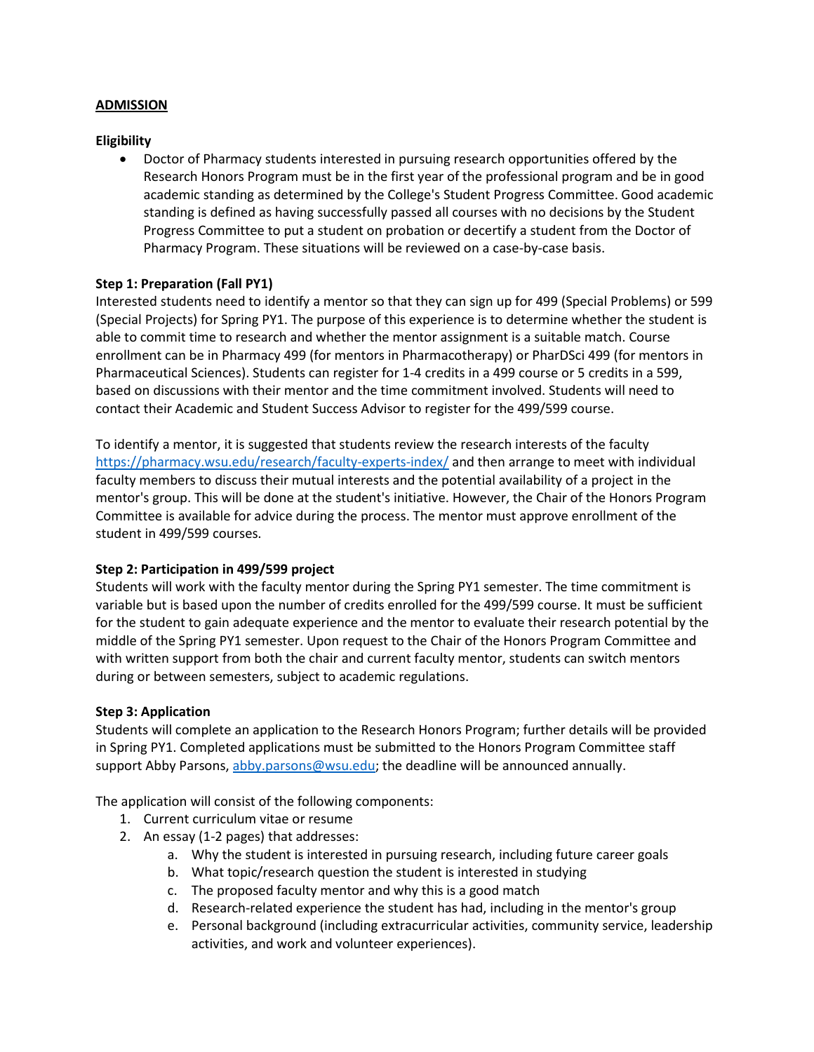## ADMISSION

### Eligibility

- Doctor of Pharmacy students interested in pursuing research opportunities offered by the Research Honors Program must be in the first year of the professional program and be in good academic standing as determined by the College's Student Progress Committee. Good academic standing is defined as having successfully passed all courses with no decisions by the Student Progress Committee to put a student on probation or decertify a student from the Doctor of Pharmacy Program. These situations will be reviewed on a case-by-case basis.

### Step 1: Preparation (Fall PY1)

Interested students need to identify a mentor so that they can sign up for 499 (Special Problems) or 599 (Special Projects) for Spring PY1. The purpose of this experience is to determine whether the student is able to commit time to research and whether the mentor assignment is a suitable match. Course enrollment can be in Pharmacy 499 (for mentors in Pharmacotherapy) or PharDSci 499 (for mentors in Pharmaceutical Sciences). Students can register for 1-4 credits in a 499 course or 5 credits in a 599, based on discussions with their mentor and the time commitment involved. Students will need to contact their Academic and Student Success Advisor to register for the 499/599 course.

To identify a mentor, it is suggested that students review the research interests of the faculty https://pharmacy.wsu.edu/research/faculty-experts-index/ and then arrange to meet with individual faculty members to discuss their mutual interests and the potential availability of a project in the mentor's group. This will be done at the student's initiative. However, the Chair of the Honors Program Committee is available for advice during the process. The mentor must approve enrollment of the student in 499/599 courses.

### Step 2: Participation in 499/599 project

Students will work with the faculty mentor during the Spring PY1 semester. The time commitment is variable but is based upon the number of credits enrolled for the 499/599 course. It must be sufficient for the student to gain adequate experience and the mentor to evaluate their research potential by the middle of the Spring PY1 semester. Upon request to the Chair of the Honors Program Committee and with written support from both the chair and current faculty mentor, students can switch mentors during or between semesters, subject to academic regulations.

### Step 3: Application

Students will complete an application to the Research Honors Program; further details will be provided in Spring PY1. Completed applications must be submitted to the Honors Program Committee staff support Abby Parsons, abby.parsons@wsu.edu; the deadline will be announced annually.

The application will consist of the following components:

1. Current curriculum vitae or resume
2. An essay (1-2 pages) that addresses:
   a. Why the student is interested in pursuing research, including future career goals
   b. What topic/research question the student is interested in studying
   c. The proposed faculty mentor and why this is a good match
   d. Research-related experience the student has had, including in the mentor's group
   e. Personal background (including extracurricular activities, community service, leadership activities, and work and volunteer experiences).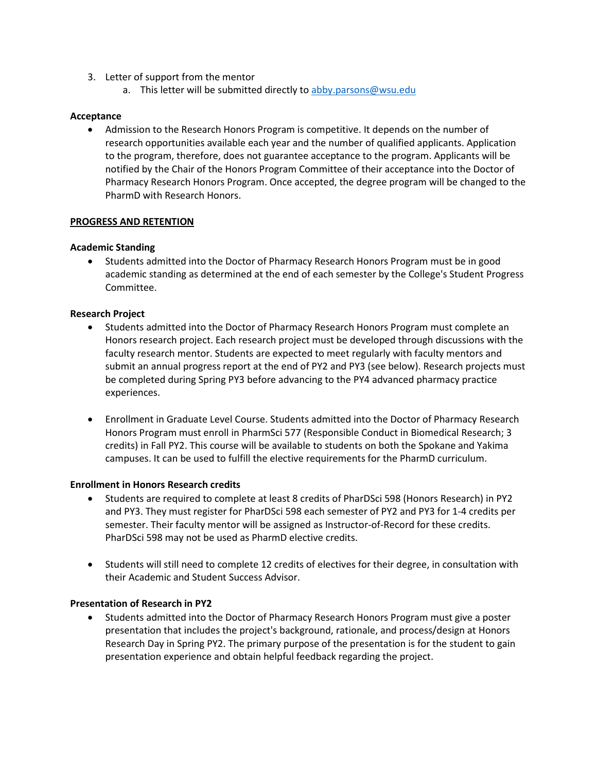3. Letter of support from the mentor
    a. This letter will be submitted directly to [abby.parsons@wsu.edu](mailto:abby.parsons@wsu.edu)

**Acceptance**

- Admission to the Research Honors Program is competitive. It depends on the number of research opportunities available each year and the number of qualified applicants. Application to the program, therefore, does not guarantee acceptance to the program. Applicants will be notified by the Chair of the Honors Program Committee of their acceptance into the Doctor of Pharmacy Research Honors Program. Once accepted, the degree program will be changed to the PharmD with Research Honors.

**PROGRESS AND RETENTION**

**Academic Standing**

- Students admitted into the Doctor of Pharmacy Research Honors Program must be in good academic standing as determined at the end of each semester by the College's Student Progress Committee.

**Research Project**

- Students admitted into the Doctor of Pharmacy Research Honors Program must complete an Honors research project. Each research project must be developed through discussions with the faculty research mentor. Students are expected to meet regularly with faculty mentors and submit an annual progress report at the end of PY2 and PY3 (see below). Research projects must be completed during Spring PY3 before advancing to the PY4 advanced pharmacy practice experiences.

- Enrollment in Graduate Level Course. Students admitted into the Doctor of Pharmacy Research Honors Program must enroll in PharmSci 577 (Responsible Conduct in Biomedical Research; 3 credits) in Fall PY2. This course will be available to students on both the Spokane and Yakima campuses. It can be used to fulfill the elective requirements for the PharmD curriculum.

**Enrollment in Honors Research credits**

- Students are required to complete at least 8 credits of PharDSci 598 (Honors Research) in PY2 and PY3. They must register for PharDSci 598 each semester of PY2 and PY3 for 1-4 credits per semester. Their faculty mentor will be assigned as Instructor-of-Record for these credits. PharDSci 598 may not be used as PharmD elective credits.

- Students will still need to complete 12 credits of electives for their degree, in consultation with their Academic and Student Success Advisor.

**Presentation of Research in PY2**

- Students admitted into the Doctor of Pharmacy Research Honors Program must give a poster presentation that includes the project's background, rationale, and process/design at Honors Research Day in Spring PY2. The primary purpose of the presentation is for the student to gain presentation experience and obtain helpful feedback regarding the project.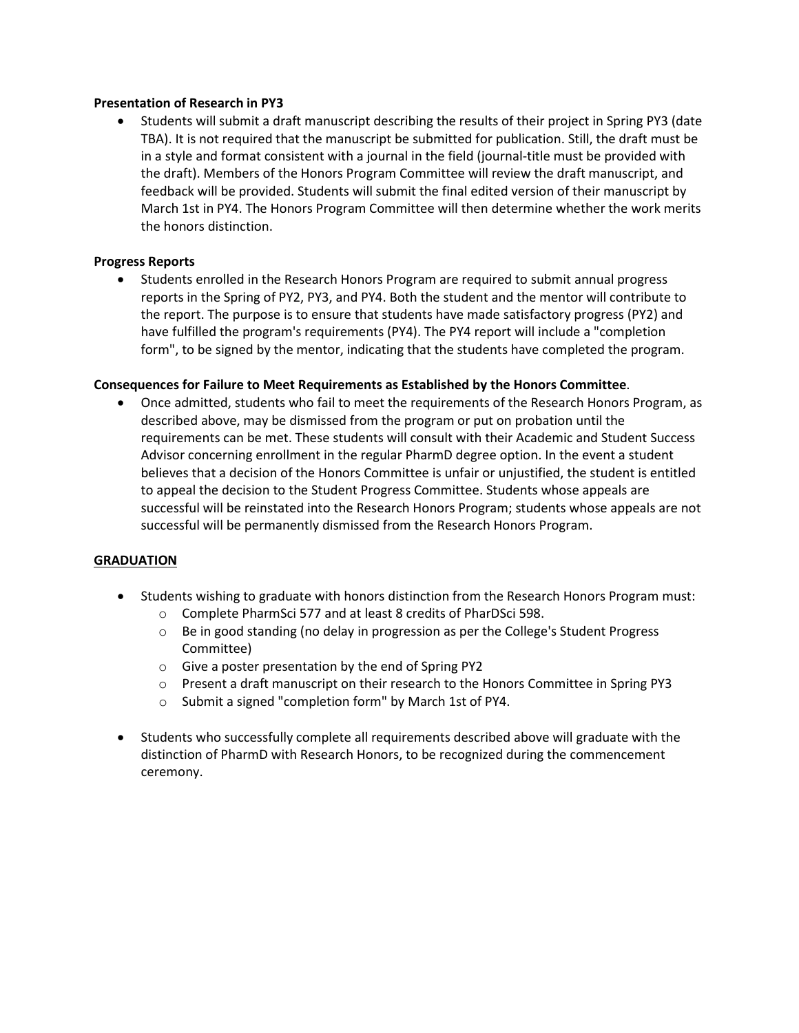**Presentation of Research in PY3**

- Students will submit a draft manuscript describing the results of their project in Spring PY3 (date TBA). It is not required that the manuscript be submitted for publication. Still, the draft must be in a style and format consistent with a journal in the field (journal-title must be provided with the draft). Members of the Honors Program Committee will review the draft manuscript, and feedback will be provided. Students will submit the final edited version of their manuscript by March 1st in PY4. The Honors Program Committee will then determine whether the work merits the honors distinction.

**Progress Reports**

- Students enrolled in the Research Honors Program are required to submit annual progress reports in the Spring of PY2, PY3, and PY4. Both the student and the mentor will contribute to the report. The purpose is to ensure that students have made satisfactory progress (PY2) and have fulfilled the program's requirements (PY4). The PY4 report will include a "completion form", to be signed by the mentor, indicating that the students have completed the program.

**Consequences for Failure to Meet Requirements as Established by the Honors Committee**.

- Once admitted, students who fail to meet the requirements of the Research Honors Program, as described above, may be dismissed from the program or put on probation until the requirements can be met. These students will consult with their Academic and Student Success Advisor concerning enrollment in the regular PharmD degree option. In the event a student believes that a decision of the Honors Committee is unfair or unjustified, the student is entitled to appeal the decision to the Student Progress Committee. Students whose appeals are successful will be reinstated into the Research Honors Program; students whose appeals are not successful will be permanently dismissed from the Research Honors Program.

## GRADUATION

- Students wishing to graduate with honors distinction from the Research Honors Program must:
  - Complete PharmSci 577 and at least 8 credits of PharDSci 598.
  - Be in good standing (no delay in progression as per the College's Student Progress Committee)
  - Give a poster presentation by the end of Spring PY2
  - Present a draft manuscript on their research to the Honors Committee in Spring PY3
  - Submit a signed "completion form" by March 1st of PY4.

- Students who successfully complete all requirements described above will graduate with the distinction of PharmD with Research Honors, to be recognized during the commencement ceremony.